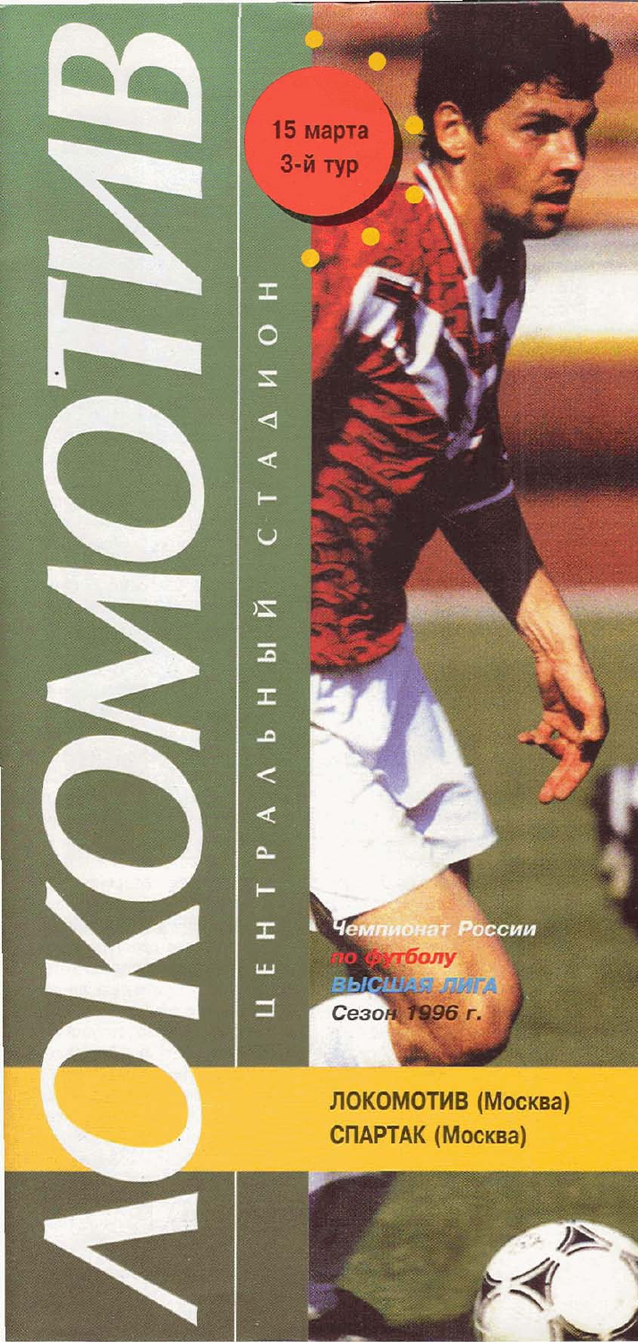# ЛОКОМОТИВ

ЦЕНТРАЛЬНЫЙ СТАДИОН

15 марта
3-й тур

*Чемпионат России*
*по футболу*
*ВЫСШАЯ ЛИГА*
*Сезон 1996 г.*

**ЛОКОМОТИВ (Москва)**
**СПАРТАК (Москва)**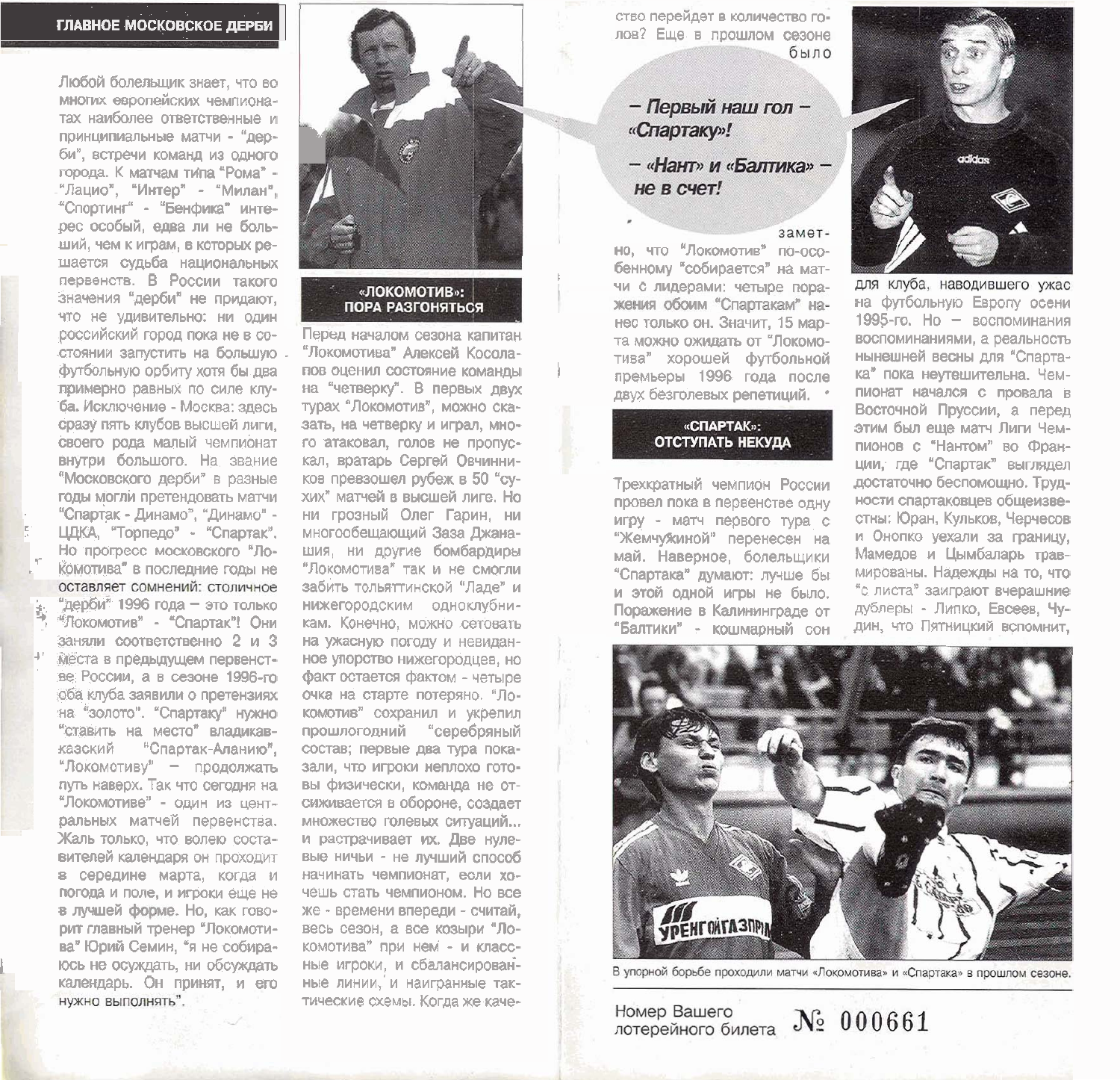## ГЛАВНОЕ МОСКОВСКОЕ ДЕРБИ

Любой болельщик знает, что во многих европейских чемпионатах наиболее ответственные и принципиальные матчи - "дерби", встречи команд из одного города. К матчам типа "Рома" - "Лацио", "Интер" - "Милан", "Спортинг" - "Бенфика" интерес особый, едва ли не больший, чем к играм, в которых решается судьба национальных первенств. В России такого значения "дерби" не придают, что не удивительно: ни один российский город пока не в состоянии запустить на большую футбольную орбиту хотя бы два примерно равных по силе клуба. Исключение - Москва: здесь сразу пять клубов высшей лиги, своего рода малый чемпионат внутри большого. На звание "Московского дерби" в разные годы могли претендовать матчи "Спартак - Динамо", "Динамо" - ЦДКА, "Торпедо" - "Спартак". Но прогресс московского "Локомотива" в последние годы не оставляет сомнений: столичное "дерби" 1996 года — это только "Локомотив" - "Спартак"! Они заняли соответственно 2 и 3 места в предыдущем первенстве России, а в сезоне 1996-го оба клуба заявили о претензиях на "золото". "Спартаку" нужно "ставить на место" владикавказский "Спартак-Аланию", "Локомотиву" — продолжать путь наверх. Так что сегодня на "Локомотиве" - один из центральных матчей первенства. Жаль только, что волею составителей календаря он проходит в середине марта, когда и погода и поле, и игроки еще не в лучшей форме. Но, как говорит главный тренер "Локомотива" Юрий Семин, "я не собираюсь не осуждать, ни обсуждать календарь. Он принят, и его нужно выполнять".

***– Первый наш гол – «Спартаку»!***

***– «Нант» и «Балтика» – не в счет!***

### «ЛОКОМОТИВ»: ПОРА РАЗГОНЯТЬСЯ

Перед началом сезона капитан "Локомотива" Алексей Косолапов оценил состояние команды на "четверку". В первых двух турах "Локомотив", можно сказать, на четверку и играл, много атаковал, голов не пропускал, вратарь Сергей Овчинников превзошел рубеж в 50 "сухих" матчей в высшей лиге. Но ни грозный Олег Гарин, ни многообещающий Заза Джанашия, ни другие бомбардиры "Локомотива" так и не смогли забить тольяттинской "Ладе" и нижегородским одноклубникам. Конечно, можно сетовать на ужасную погоду и невиданное упорство нижегородцев, но факт остается фактом - четыре очка на старте потеряно. "Локомотив" сохранил и укрепил прошлогодний "серебряный состав; первые два тура показали, что игроки неплохо готовы физически, команда не отсиживается в обороне, создает множество голевых ситуаций... и растрачивает их. Две нулевые ничьи - не лучший способ начинать чемпионат, если хочешь стать чемпионом. Но все же - времени впереди - считай, весь сезон, а все козыри "Локомотива" при нем - и классные игроки, и сбалансированные линии, и наигранные тактические схемы. Когда же качество перейдет в количество голов? Еще в прошлом сезоне было заметно, что "Локомотив" по-особенному "собирается" на матчи с лидерами: четыре поражения обоим "Спартакам" нанес только он. Значит, 15 марта можно ожидать от "Локомотива" хорошей футбольной премьеры 1996 года после двух безголевых репетиций.

### «СПАРТАК»: ОТСТУПАТЬ НЕКУДА

Трехкратный чемпион России провел пока в первенстве одну игру - матч первого тура с "Жемчужиной" перенесен на май. Наверное, болельщики "Спартака" думают: лучше бы и этой одной игры не было. Поражение в Калининграде от "Балтики" - кошмарный сон для клуба, наводившего ужас на футбольную Европу осени 1995-го. Но — воспоминания воспоминаниями, а реальность нынешней весны для "Спартака" пока неутешительна. Чемпионат начался с провала в Восточной Пруссии, а перед этим был еще матч Лиги Чемпионов с "Нантом" во Франции, где "Спартак" выглядел достаточно беспомощно. Трудности спартаковцев общеизвестны: Юран, Кульков, Черчесов и Онопко уехали за границу, Мамедов и Цымбаларь травмированы. Надежды на то, что "с листа" заиграют вчерашние дублеры - Липко, Евсеев, Чудин, что Пятницкий вспомнит,

В упорной борьбе проходили матчи «Локомотива» и «Спартака» в прошлом сезоне.

Номер Вашего лотерейного билета № 000661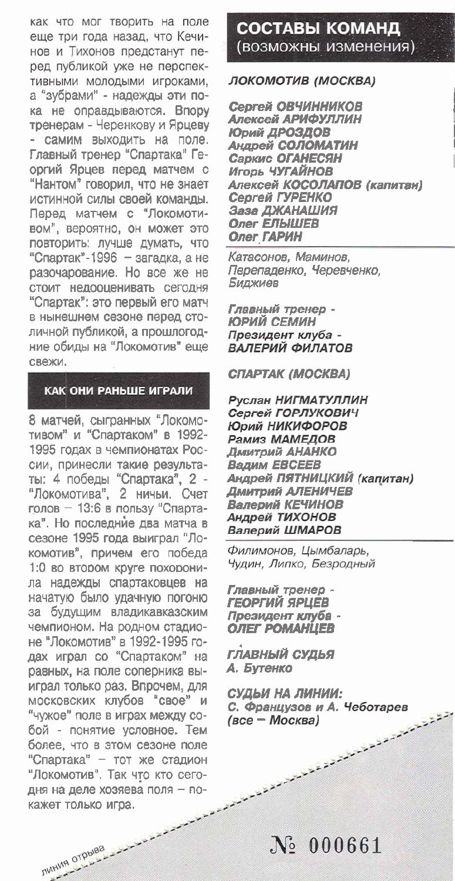как что мог творить на поле еще три года назад, что Кечинов и Тихонов предстанут перед публикой уже не перспективными молодыми игроками, а "зубрами" - надежды эти пока не оправдываются. Впору тренерам - Черенкову и Ярцеву - самим выходить на поле. Главный тренер "Спартака" Георгий Ярцев перед матчем с "Нантом" говорил, что не знает истинной силы своей команды. Перед матчем с "Локомотивом", вероятно, он может это повторить: лучше думать, что "Спартак"-1996 – загадка, а не разочарование. Но все же не стоит недооценивать сегодня "Спартак": это первый его матч в нынешнем сезоне перед столичной публикой, а прошлогодние обиды на "Локомотив" еще свежи.

## КАК ОНИ РАНЬШЕ ИГРАЛИ

8 матчей, сыгранных "Локомотивом" и "Спартаком" в 1992-1995 годах в чемпионатах России, принесли такие результаты: 4 победы "Спартака", 2 - "Локомотива", 2 ничьи. Счет голов – 13:6 в пользу "Спартака". Но последние два матча в сезоне 1995 года выиграл "Локомотив", причем его победа 1:0 во втором круге похоронила надежды спартаковцев на начатую было удачную погоню за будущим владикавказским чемпионом. На родном стадионе "Локомотив" в 1992-1995 годах играл со "Спартаком" на равных, на поле соперника выиграл только раз. Впрочем, для московских клубов "свое" и "чужое" поле в играх между собой - понятие условное. Тем более, что в этом сезоне поле "Спартака" – тот же стадион "Локомотив". Так что кто сегодня на деле хозяева поля – покажет только игра.

## СОСТАВЫ КОМАНД (возможны изменения)

### *ЛОКОМОТИВ (МОСКВА)*

***Сергей ОВЧИННИКОВ***
***Алексей АРИФУЛЛИН***
***Юрий ДРОЗДОВ***
***Андрей СОЛОМАТИН***
***Саркис ОГАНЕСЯН***
***Игорь ЧУГАЙНОВ***
***Алексей КОСОЛАПОВ (капитан)***
***Сергей ГУРЕНКО***
***Заза ДЖАНАШИЯ***
***Олег ЕЛЫШЕВ***
***Олег ГАРИН***

*Катасонов, Маминов, Перепаденко, Черевченко, Биджиев*

*Главный тренер -*
***ЮРИЙ СЕМИН***
*Президент клуба -*
***ВАЛЕРИЙ ФИЛАТОВ***

### *СПАРТАК (МОСКВА)*

***Руслан НИГМАТУЛЛИН***
***Сергей ГОРЛУКОВИЧ***
***Юрий НИКИФОРОВ***
***Рамиз МАМЕДОВ***
***Дмитрий АНАНКО***
***Вадим ЕВСЕЕВ***
***Андрей ПЯТНИЦКИЙ (капитан)***
***Дмитрий АЛЕНИЧЕВ***
***Валерий КЕЧИНОВ***
***Андрей ТИХОНОВ***
***Валерий ШМАРОВ***

*Филимонов, Цымбаларь, Чудин, Липко, Безродный*

*Главный тренер -*
***ГЕОРГИЙ ЯРЦЕВ***
*Президент клуба -*
***ОЛЕГ РОМАНЦЕВ***

***ГЛАВНЫЙ СУДЬЯ***
***А. Бутенко***

***СУДЬИ НА ЛИНИИ:***
***С. Французов и А. Чеботарев (все – Москва)***

линия отрыва

№ 000661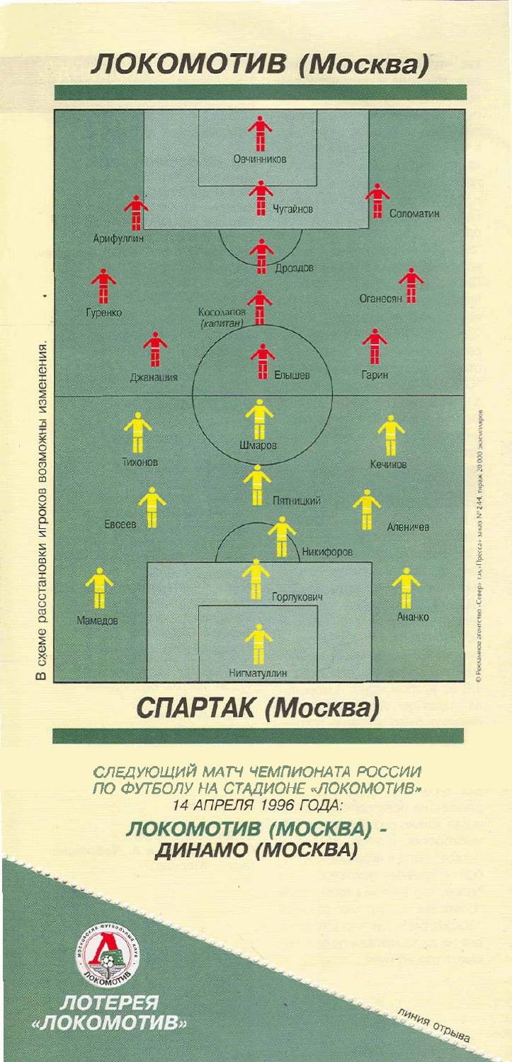# ЛОКОМОТИВ (Москва)

Овчинников

Арифуллин
Чугайнов
Соломатин

Дроздов

Гуренко
Косолапов (капитан)
Оганесян

Джанашия
Елышев
Гарин

Тихонов
Шмаров
Кечинов

Пятницкий

Евсеев
Аленичев

Никифоров

Мамедов
Горлукович
Ананко

Нигматуллин

# СПАРТАК (Москва)

В схеме расстановки игроков возможны изменения.

© Рекламное агентство «Север» т.н. «Пресса» заказ № 244, тираж 20 000 экземпляров

*СЛЕДУЮЩИЙ МАТЧ ЧЕМПИОНАТА РОССИИ ПО ФУТБОЛУ НА СТАДИОНЕ «ЛОКОМОТИВ» 14 АПРЕЛЯ 1996 ГОДА:*

## ЛОКОМОТИВ (МОСКВА) - ДИНАМО (МОСКВА)

**ЛОТЕРЕЯ «ЛОКОМОТИВ»**

линия отрыва